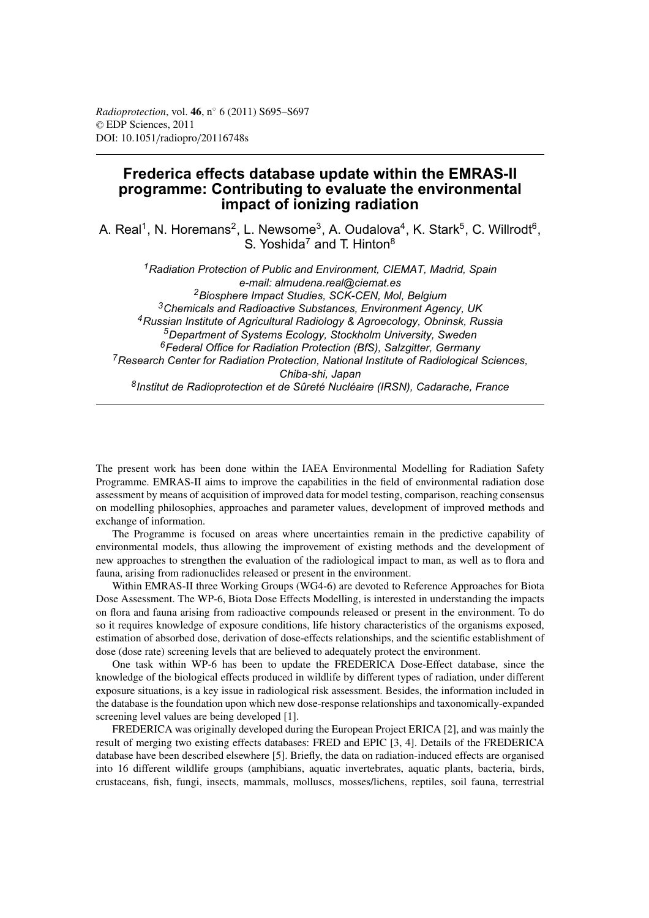# Frederica effects database update within the EMRAS-II programme: Contributing to evaluate the environmental impact of ionizing radiation

A. Real[1], N. Horemans[2], L. Newsome[3], A. Oudalova[4], K. Stark[5], C. Willrodt[6], S. Yoshida[7] and T. Hinton[8]

[1] *Radiation Protection of Public and Environment, CIEMAT, Madrid, Spain*
*e-mail: almudena.real@ciemat.es*
[2] *Biosphere Impact Studies, SCK-CEN, Mol, Belgium*
[3] *Chemicals and Radioactive Substances, Environment Agency, UK*
[4] *Russian Institute of Agricultural Radiology & Agroecology, Obninsk, Russia*
[5] *Department of Systems Ecology, Stockholm University, Sweden*
[6] *Federal Office for Radiation Protection (BfS), Salzgitter, Germany*
[7] *Research Center for Radiation Protection, National Institute of Radiological Sciences, Chiba-shi, Japan*
[8] *Institut de Radioprotection et de Sûreté Nucléaire (IRSN), Cadarache, France*

The present work has been done within the IAEA Environmental Modelling for Radiation Safety Programme. EMRAS-II aims to improve the capabilities in the field of environmental radiation dose assessment by means of acquisition of improved data for model testing, comparison, reaching consensus on modelling philosophies, approaches and parameter values, development of improved methods and exchange of information.

The Programme is focused on areas where uncertainties remain in the predictive capability of environmental models, thus allowing the improvement of existing methods and the development of new approaches to strengthen the evaluation of the radiological impact to man, as well as to flora and fauna, arising from radionuclides released or present in the environment.

Within EMRAS-II three Working Groups (WG4-6) are devoted to Reference Approaches for Biota Dose Assessment. The WP-6, Biota Dose Effects Modelling, is interested in understanding the impacts on flora and fauna arising from radioactive compounds released or present in the environment. To do so it requires knowledge of exposure conditions, life history characteristics of the organisms exposed, estimation of absorbed dose, derivation of dose-effects relationships, and the scientific establishment of dose (dose rate) screening levels that are believed to adequately protect the environment.

One task within WP-6 has been to update the FREDERICA Dose-Effect database, since the knowledge of the biological effects produced in wildlife by different types of radiation, under different exposure situations, is a key issue in radiological risk assessment. Besides, the information included in the database is the foundation upon which new dose-response relationships and taxonomically-expanded screening level values are being developed [1].

FREDERICA was originally developed during the European Project ERICA [2], and was mainly the result of merging two existing effects databases: FRED and EPIC [3, 4]. Details of the FREDERICA database have been described elsewhere [5]. Briefly, the data on radiation-induced effects are organised into 16 different wildlife groups (amphibians, aquatic invertebrates, aquatic plants, bacteria, birds, crustaceans, fish, fungi, insects, mammals, molluscs, mosses/lichens, reptiles, soil fauna, terrestrial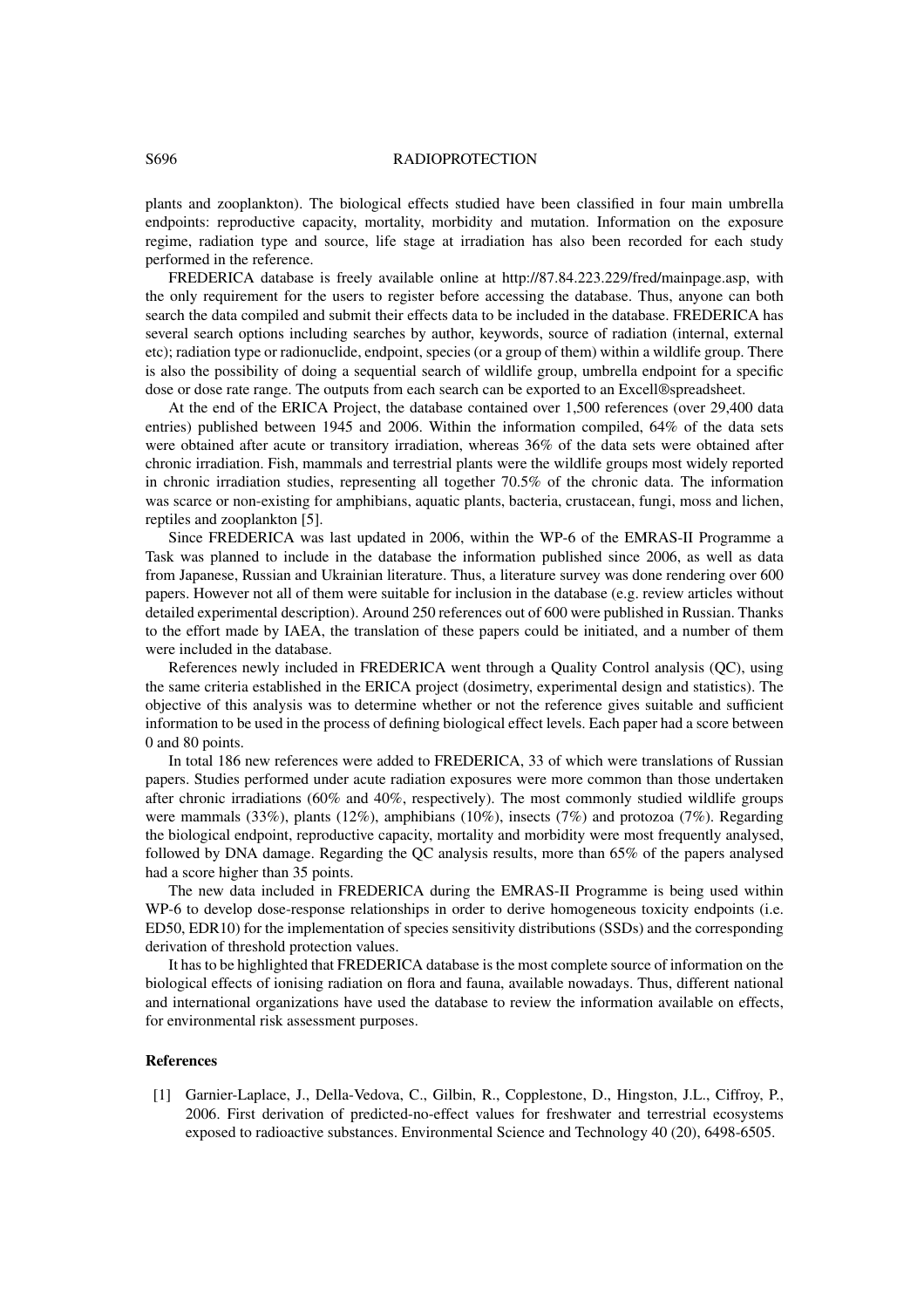plants and zooplankton). The biological effects studied have been classified in four main umbrella endpoints: reproductive capacity, mortality, morbidity and mutation. Information on the exposure regime, radiation type and source, life stage at irradiation has also been recorded for each study performed in the reference.

FREDERICA database is freely available online at http://87.84.223.229/fred/mainpage.asp, with the only requirement for the users to register before accessing the database. Thus, anyone can both search the data compiled and submit their effects data to be included in the database. FREDERICA has several search options including searches by author, keywords, source of radiation (internal, external etc); radiation type or radionuclide, endpoint, species (or a group of them) within a wildlife group. There is also the possibility of doing a sequential search of wildlife group, umbrella endpoint for a specific dose or dose rate range. The outputs from each search can be exported to an Excell®spreadsheet.

At the end of the ERICA Project, the database contained over 1,500 references (over 29,400 data entries) published between 1945 and 2006. Within the information compiled, 64% of the data sets were obtained after acute or transitory irradiation, whereas 36% of the data sets were obtained after chronic irradiation. Fish, mammals and terrestrial plants were the wildlife groups most widely reported in chronic irradiation studies, representing all together 70.5% of the chronic data. The information was scarce or non-existing for amphibians, aquatic plants, bacteria, crustacean, fungi, moss and lichen, reptiles and zooplankton [5].

Since FREDERICA was last updated in 2006, within the WP-6 of the EMRAS-II Programme a Task was planned to include in the database the information published since 2006, as well as data from Japanese, Russian and Ukrainian literature. Thus, a literature survey was done rendering over 600 papers. However not all of them were suitable for inclusion in the database (e.g. review articles without detailed experimental description). Around 250 references out of 600 were published in Russian. Thanks to the effort made by IAEA, the translation of these papers could be initiated, and a number of them were included in the database.

References newly included in FREDERICA went through a Quality Control analysis (QC), using the same criteria established in the ERICA project (dosimetry, experimental design and statistics). The objective of this analysis was to determine whether or not the reference gives suitable and sufficient information to be used in the process of defining biological effect levels. Each paper had a score between 0 and 80 points.

In total 186 new references were added to FREDERICA, 33 of which were translations of Russian papers. Studies performed under acute radiation exposures were more common than those undertaken after chronic irradiations (60% and 40%, respectively). The most commonly studied wildlife groups were mammals (33%), plants (12%), amphibians (10%), insects (7%) and protozoa (7%). Regarding the biological endpoint, reproductive capacity, mortality and morbidity were most frequently analysed, followed by DNA damage. Regarding the QC analysis results, more than 65% of the papers analysed had a score higher than 35 points.

The new data included in FREDERICA during the EMRAS-II Programme is being used within WP-6 to develop dose-response relationships in order to derive homogeneous toxicity endpoints (i.e. ED50, EDR10) for the implementation of species sensitivity distributions (SSDs) and the corresponding derivation of threshold protection values.

It has to be highlighted that FREDERICA database is the most complete source of information on the biological effects of ionising radiation on flora and fauna, available nowadays. Thus, different national and international organizations have used the database to review the information available on effects, for environmental risk assessment purposes.

## References

[1] Garnier-Laplace, J., Della-Vedova, C., Gilbin, R., Copplestone, D., Hingston, J.L., Ciffroy, P., 2006. First derivation of predicted-no-effect values for freshwater and terrestrial ecosystems exposed to radioactive substances. Environmental Science and Technology 40 (20), 6498-6505.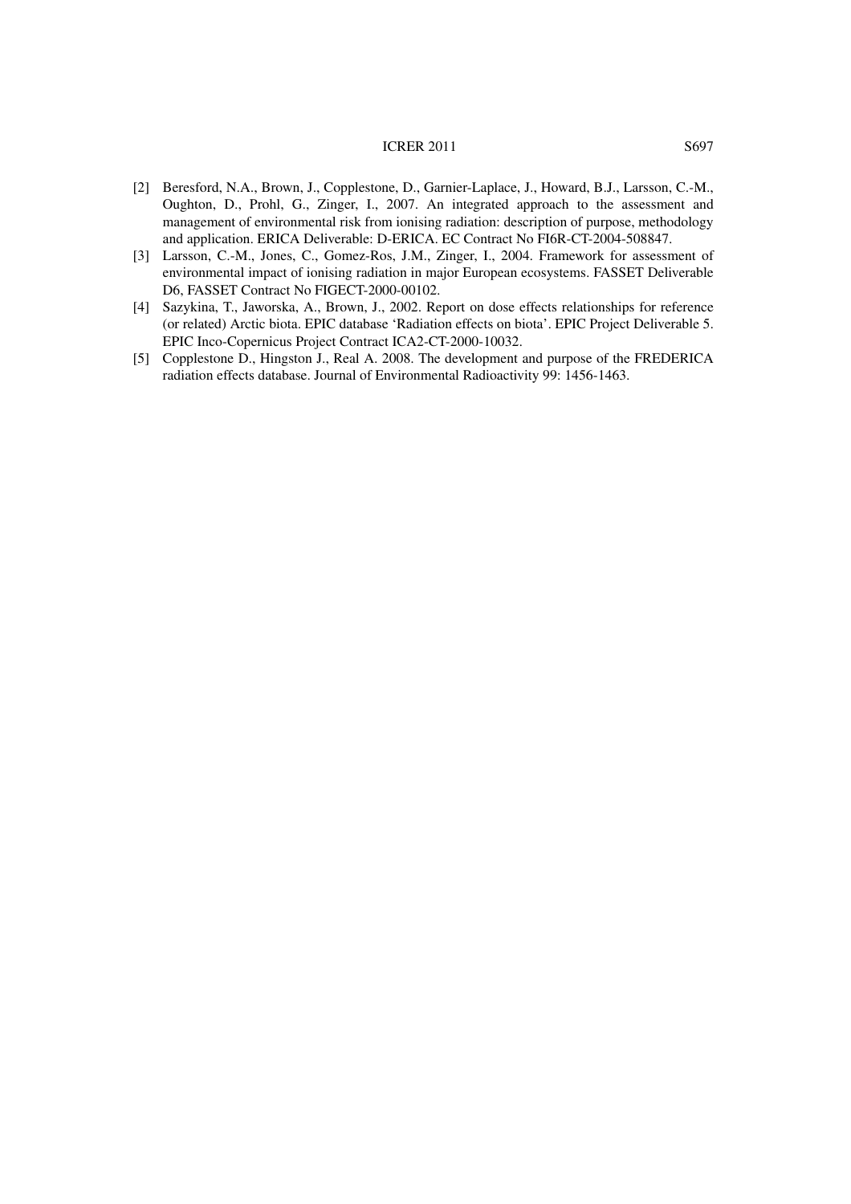[2] Beresford, N.A., Brown, J., Copplestone, D., Garnier-Laplace, J., Howard, B.J., Larsson, C.-M., Oughton, D., Prohl, G., Zinger, I., 2007. An integrated approach to the assessment and management of environmental risk from ionising radiation: description of purpose, methodology and application. ERICA Deliverable: D-ERICA. EC Contract No FI6R-CT-2004-508847.

[3] Larsson, C.-M., Jones, C., Gomez-Ros, J.M., Zinger, I., 2004. Framework for assessment of environmental impact of ionising radiation in major European ecosystems. FASSET Deliverable D6, FASSET Contract No FIGECT-2000-00102.

[4] Sazykina, T., Jaworska, A., Brown, J., 2002. Report on dose effects relationships for reference (or related) Arctic biota. EPIC database 'Radiation effects on biota'. EPIC Project Deliverable 5. EPIC Inco-Copernicus Project Contract ICA2-CT-2000-10032.

[5] Copplestone D., Hingston J., Real A. 2008. The development and purpose of the FREDERICA radiation effects database. Journal of Environmental Radioactivity 99: 1456-1463.